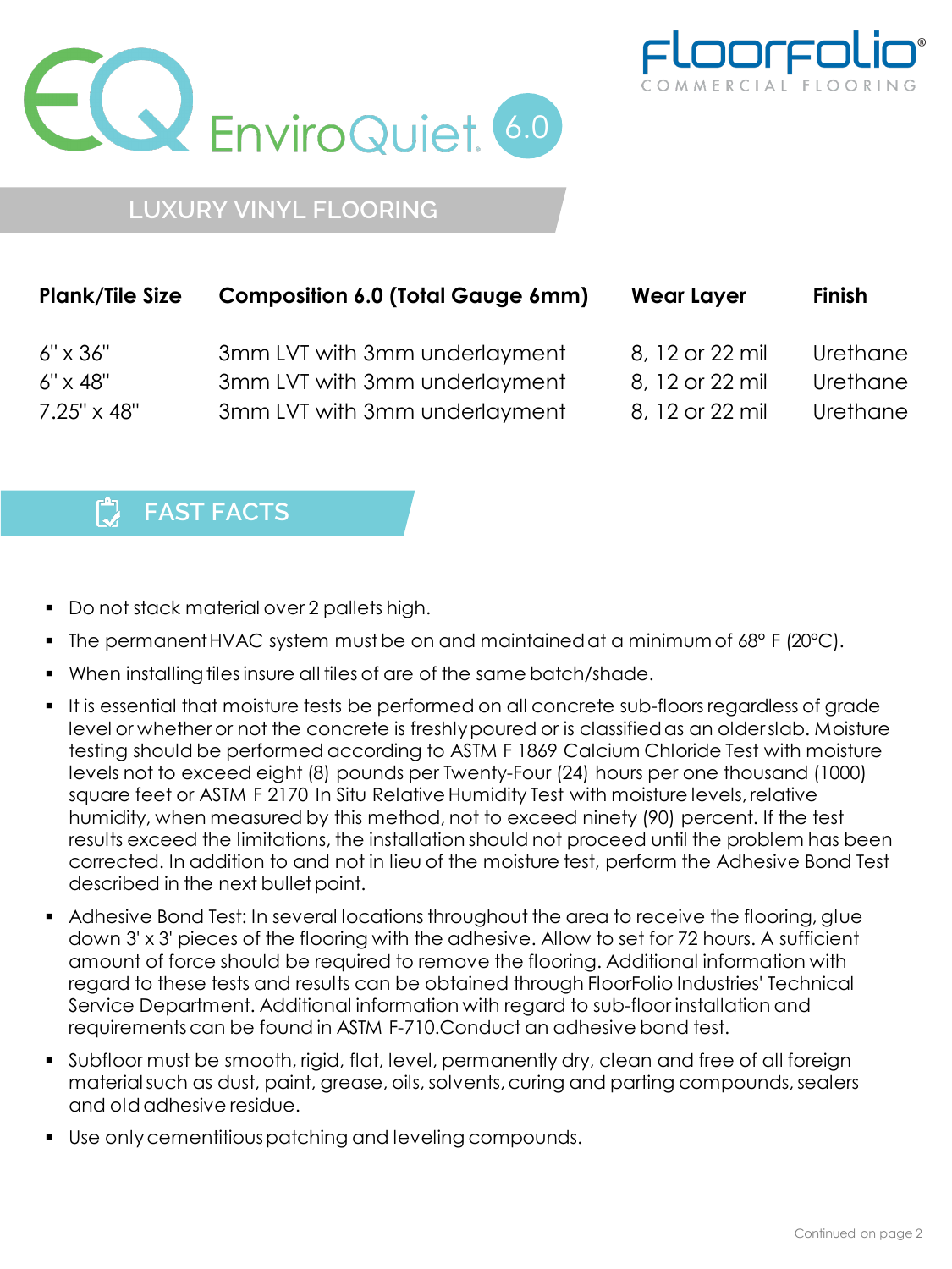# EQ EnviroQuiet 6.0

FloorFolio® COMMERCIAL FLOORING

## LUXURY VINYL FLOORING

| Plank/Tile Size | Composition 6.0 (Total Gauge 6mm) | Wear Layer | Finish |
|---|---|---|---|
| 6" x 36" | 3mm LVT with 3mm underlayment | 8, 12 or 22 mil | Urethane |
| 6" x 48" | 3mm LVT with 3mm underlayment | 8, 12 or 22 mil | Urethane |
| 7.25" x 48" | 3mm LVT with 3mm underlayment | 8, 12 or 22 mil | Urethane |

## FAST FACTS

- Do not stack material over 2 pallets high.
- The permanent HVAC system must be on and maintained at a minimum of 68° F (20°C).
- When installing tiles insure all tiles of are of the same batch/shade.
- It is essential that moisture tests be performed on all concrete sub-floors regardless of grade level or whether or not the concrete is freshly poured or is classified as an older slab. Moisture testing should be performed according to ASTM F 1869 Calcium Chloride Test with moisture levels not to exceed eight (8) pounds per Twenty-Four (24) hours per one thousand (1000) square feet or ASTM F 2170 In Situ Relative Humidity Test with moisture levels, relative humidity, when measured by this method, not to exceed ninety (90) percent. If the test results exceed the limitations, the installation should not proceed until the problem has been corrected. In addition to and not in lieu of the moisture test, perform the Adhesive Bond Test described in the next bullet point.
- Adhesive Bond Test: In several locations throughout the area to receive the flooring, glue down 3' x 3' pieces of the flooring with the adhesive. Allow to set for 72 hours. A sufficient amount of force should be required to remove the flooring. Additional information with regard to these tests and results can be obtained through FloorFolio Industries' Technical Service Department. Additional information with regard to sub-floor installation and requirements can be found in ASTM F-710.Conduct an adhesive bond test.
- Subfloor must be smooth, rigid, flat, level, permanently dry, clean and free of all foreign material such as dust, paint, grease, oils, solvents, curing and parting compounds, sealers and old adhesive residue.
- Use only cementitious patching and leveling compounds.

Continued on page 2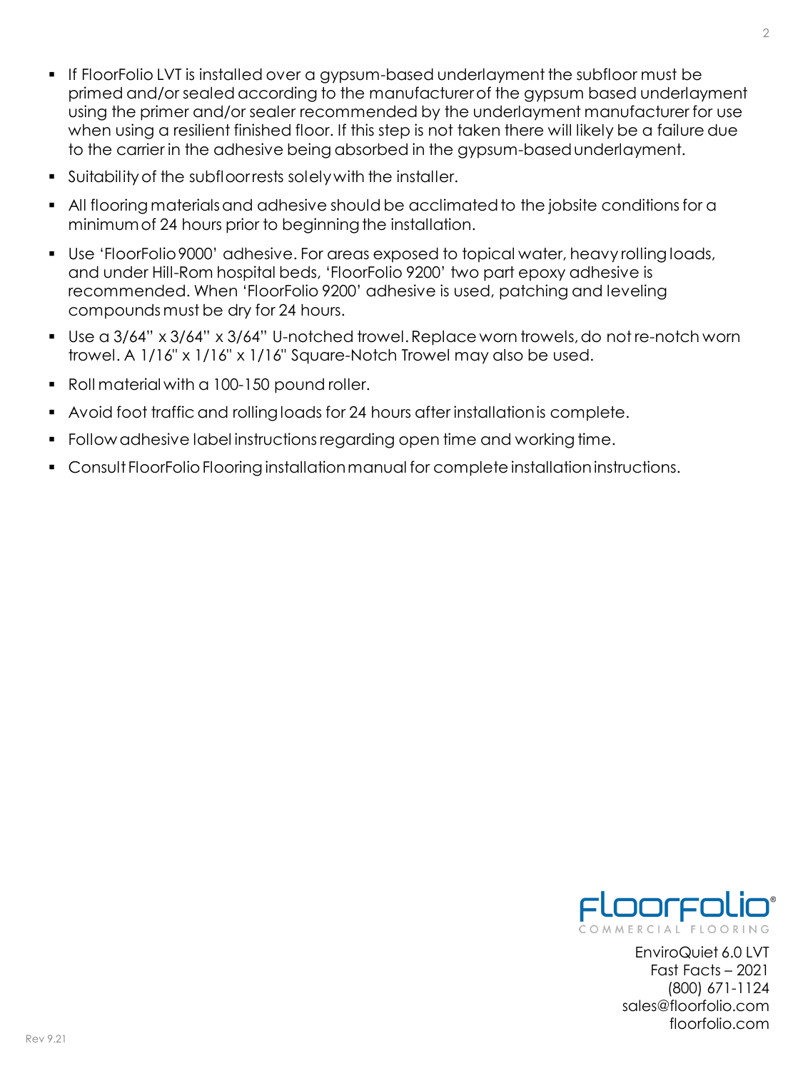- If FloorFolio LVT is installed over a gypsum-based underlayment the subfloor must be primed and/or sealed according to the manufacturer of the gypsum based underlayment using the primer and/or sealer recommended by the underlayment manufacturer for use when using a resilient finished floor. If this step is not taken there will likely be a failure due to the carrier in the adhesive being absorbed in the gypsum-based underlayment.
- Suitability of the subfloor rests solely with the installer.
- All flooring materials and adhesive should be acclimated to the jobsite conditions for a minimum of 24 hours prior to beginning the installation.
- Use 'FloorFolio 9000' adhesive. For areas exposed to topical water, heavy rolling loads, and under Hill-Rom hospital beds, 'FloorFolio 9200' two part epoxy adhesive is recommended. When 'FloorFolio 9200' adhesive is used, patching and leveling compounds must be dry for 24 hours.
- Use a 3/64" x 3/64" x 3/64" U-notched trowel. Replace worn trowels, do not re-notch worn trowel. A 1/16" x 1/16" x 1/16" Square-Notch Trowel may also be used.
- Roll material with a 100-150 pound roller.
- Avoid foot traffic and rolling loads for 24 hours after installation is complete.
- Follow adhesive label instructions regarding open time and working time.
- Consult FloorFolio Flooring installation manual for complete installation instructions.

FloorFolio®
COMMERCIAL FLOORING

EnviroQuiet 6.0 LVT
Fast Facts – 2021
(800) 671-1124
sales@floorfolio.com
floorfolio.com

Rev 9.21